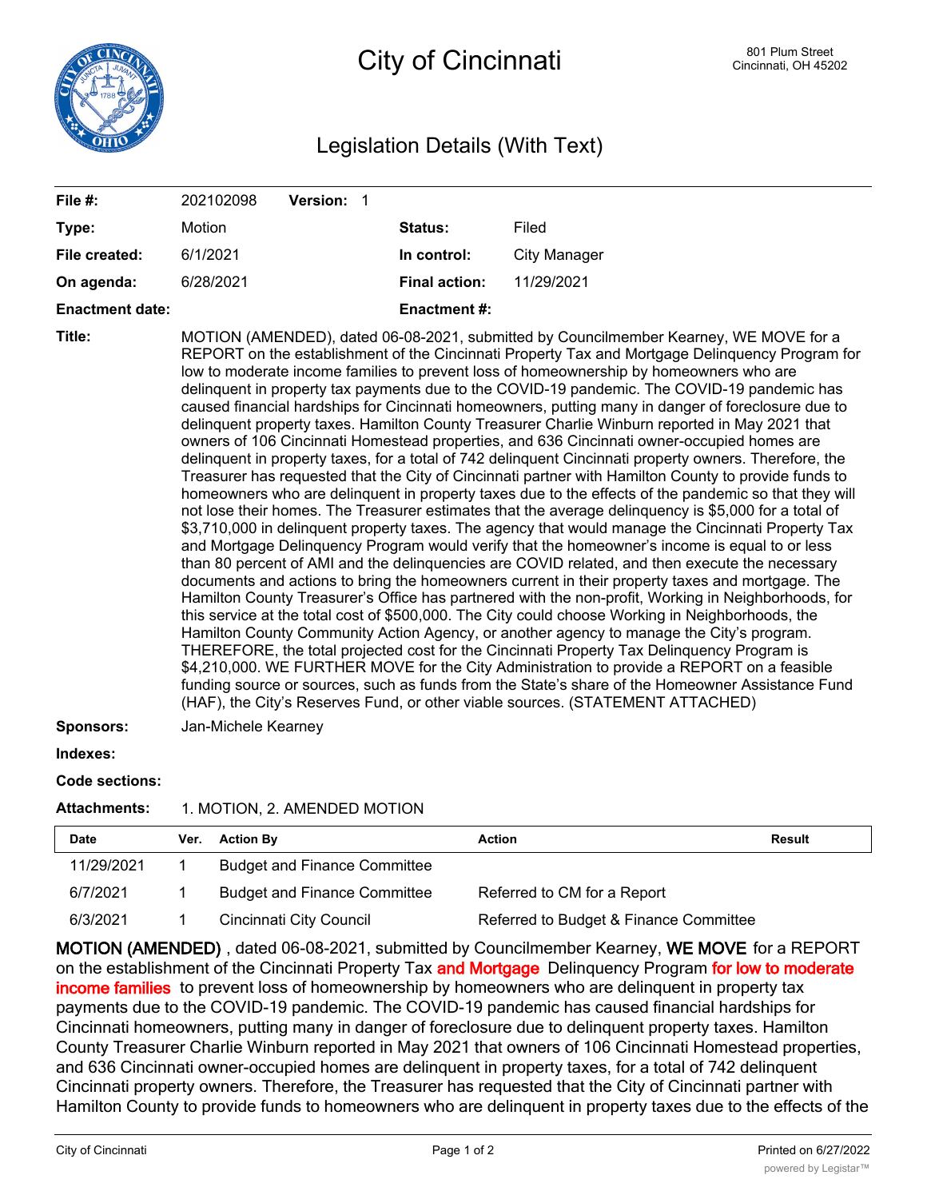# City of Cincinnati

801 Plum Street
Cincinnati, OH 45202

## Legislation Details (With Text)

| | | | |
|---|---|---|---|
| **File #:** | 202102098 **Version:** 1 | | |
| **Type:** | Motion | **Status:** | Filed |
| **File created:** | 6/1/2021 | **In control:** | City Manager |
| **On agenda:** | 6/28/2021 | **Final action:** | 11/29/2021 |
| **Enactment date:** | | **Enactment #:** | |

**Title:** MOTION (AMENDED), dated 06-08-2021, submitted by Councilmember Kearney, WE MOVE for a REPORT on the establishment of the Cincinnati Property Tax and Mortgage Delinquency Program for low to moderate income families to prevent loss of homeownership by homeowners who are delinquent in property tax payments due to the COVID-19 pandemic. The COVID-19 pandemic has caused financial hardships for Cincinnati homeowners, putting many in danger of foreclosure due to delinquent property taxes. Hamilton County Treasurer Charlie Winburn reported in May 2021 that owners of 106 Cincinnati Homestead properties, and 636 Cincinnati owner-occupied homes are delinquent in property taxes, for a total of 742 delinquent Cincinnati property owners. Therefore, the Treasurer has requested that the City of Cincinnati partner with Hamilton County to provide funds to homeowners who are delinquent in property taxes due to the effects of the pandemic so that they will not lose their homes. The Treasurer estimates that the average delinquency is $5,000 for a total of $3,710,000 in delinquent property taxes. The agency that would manage the Cincinnati Property Tax and Mortgage Delinquency Program would verify that the homeowner's income is equal to or less than 80 percent of AMI and the delinquencies are COVID related, and then execute the necessary documents and actions to bring the homeowners current in their property taxes and mortgage. The Hamilton County Treasurer's Office has partnered with the non-profit, Working in Neighborhoods, for this service at the total cost of $500,000. The City could choose Working in Neighborhoods, the Hamilton County Community Action Agency, or another agency to manage the City's program. THEREFORE, the total projected cost for the Cincinnati Property Tax Delinquency Program is $4,210,000. WE FURTHER MOVE for the City Administration to provide a REPORT on a feasible funding source or sources, such as funds from the State's share of the Homeowner Assistance Fund (HAF), the City's Reserves Fund, or other viable sources. (STATEMENT ATTACHED)

**Sponsors:** Jan-Michele Kearney

**Indexes:**

**Code sections:**

**Attachments:** 1. MOTION, 2. AMENDED MOTION

| Date | Ver. | Action By | Action | Result |
|---|---|---|---|---|
| 11/29/2021 | 1 | Budget and Finance Committee | | |
| 6/7/2021 | 1 | Budget and Finance Committee | Referred to CM for a Report | |
| 6/3/2021 | 1 | Cincinnati City Council | Referred to Budget & Finance Committee | |

**MOTION (AMENDED)**, dated 06-08-2021, submitted by Councilmember Kearney, **WE MOVE** for a REPORT on the establishment of the Cincinnati Property Tax **and Mortgage** Delinquency Program **for low to moderate income families** to prevent loss of homeownership by homeowners who are delinquent in property tax payments due to the COVID-19 pandemic. The COVID-19 pandemic has caused financial hardships for Cincinnati homeowners, putting many in danger of foreclosure due to delinquent property taxes. Hamilton County Treasurer Charlie Winburn reported in May 2021 that owners of 106 Cincinnati Homestead properties, and 636 Cincinnati owner-occupied homes are delinquent in property taxes, for a total of 742 delinquent Cincinnati property owners. Therefore, the Treasurer has requested that the City of Cincinnati partner with Hamilton County to provide funds to homeowners who are delinquent in property taxes due to the effects of the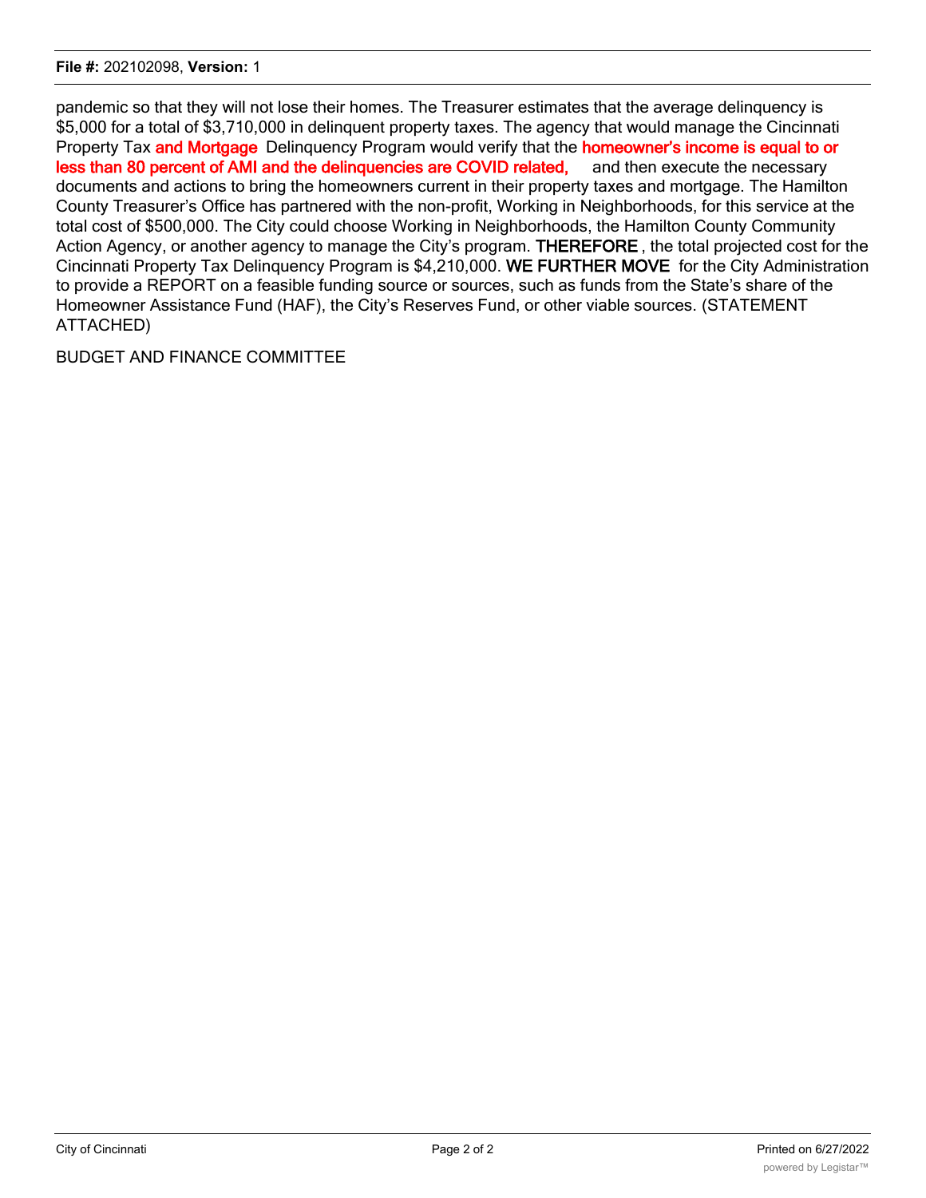pandemic so that they will not lose their homes. The Treasurer estimates that the average delinquency is $5,000 for a total of $3,710,000 in delinquent property taxes. The agency that would manage the Cincinnati Property Tax **and Mortgage** Delinquency Program would verify that the **homeowner's income is equal to or less than 80 percent of AMI and the delinquencies are COVID related,** and then execute the necessary documents and actions to bring the homeowners current in their property taxes and mortgage. The Hamilton County Treasurer's Office has partnered with the non-profit, Working in Neighborhoods, for this service at the total cost of $500,000. The City could choose Working in Neighborhoods, the Hamilton County Community Action Agency, or another agency to manage the City's program. **THEREFORE**, the total projected cost for the Cincinnati Property Tax Delinquency Program is $4,210,000. **WE FURTHER MOVE** for the City Administration to provide a REPORT on a feasible funding source or sources, such as funds from the State's share of the Homeowner Assistance Fund (HAF), the City's Reserves Fund, or other viable sources. (STATEMENT ATTACHED)

BUDGET AND FINANCE COMMITTEE